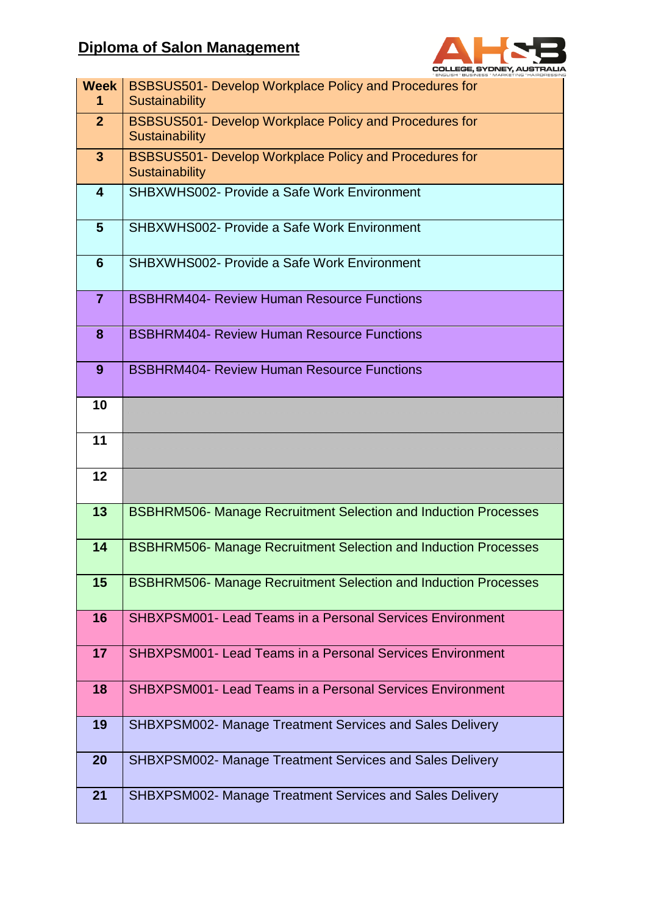# Diploma of Salon Management

| Week | |
|---|---|
| 1 | BSBSUS501- Develop Workplace Policy and Procedures for Sustainability |
| 2 | BSBSUS501- Develop Workplace Policy and Procedures for Sustainability |
| 3 | BSBSUS501- Develop Workplace Policy and Procedures for Sustainability |
| 4 | SHBXWHS002- Provide a Safe Work Environment |
| 5 | SHBXWHS002- Provide a Safe Work Environment |
| 6 | SHBXWHS002- Provide a Safe Work Environment |
| 7 | BSBHRM404- Review Human Resource Functions |
| 8 | BSBHRM404- Review Human Resource Functions |
| 9 | BSBHRM404- Review Human Resource Functions |
| 10 | |
| 11 | |
| 12 | |
| 13 | BSBHRM506- Manage Recruitment Selection and Induction Processes |
| 14 | BSBHRM506- Manage Recruitment Selection and Induction Processes |
| 15 | BSBHRM506- Manage Recruitment Selection and Induction Processes |
| 16 | SHBXPSM001- Lead Teams in a Personal Services Environment |
| 17 | SHBXPSM001- Lead Teams in a Personal Services Environment |
| 18 | SHBXPSM001- Lead Teams in a Personal Services Environment |
| 19 | SHBXPSM002- Manage Treatment Services and Sales Delivery |
| 20 | SHBXPSM002- Manage Treatment Services and Sales Delivery |
| 21 | SHBXPSM002- Manage Treatment Services and Sales Delivery |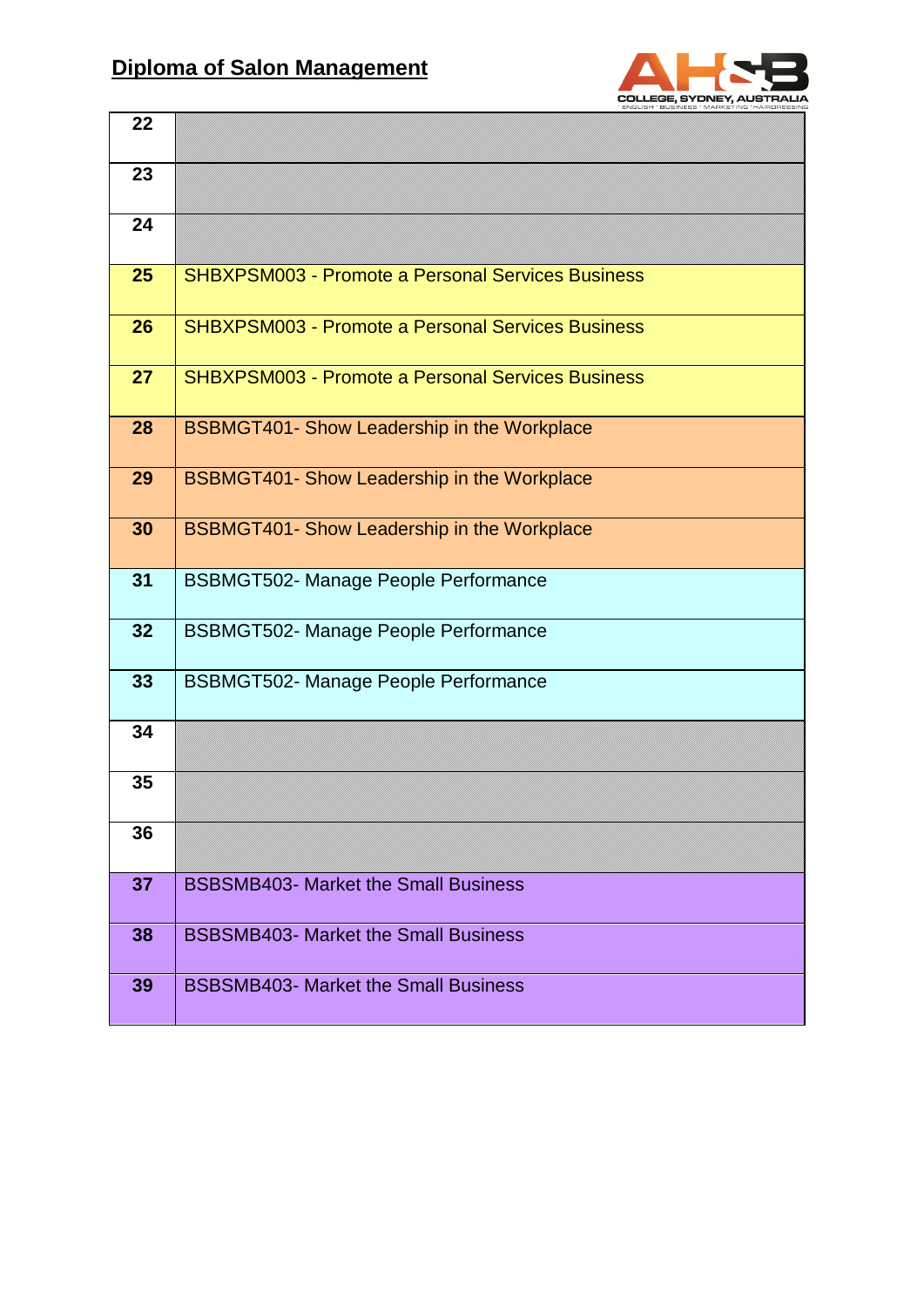## Diploma of Salon Management

| | |
|---|---|
| 22 | |
| 23 | |
| 24 | |
| 25 | SHBXPSM003 - Promote a Personal Services Business |
| 26 | SHBXPSM003 - Promote a Personal Services Business |
| 27 | SHBXPSM003 - Promote a Personal Services Business |
| 28 | BSBMGT401- Show Leadership in the Workplace |
| 29 | BSBMGT401- Show Leadership in the Workplace |
| 30 | BSBMGT401- Show Leadership in the Workplace |
| 31 | BSBMGT502- Manage People Performance |
| 32 | BSBMGT502- Manage People Performance |
| 33 | BSBMGT502- Manage People Performance |
| 34 | |
| 35 | |
| 36 | |
| 37 | BSBSMB403- Market the Small Business |
| 38 | BSBSMB403- Market the Small Business |
| 39 | BSBSMB403- Market the Small Business |